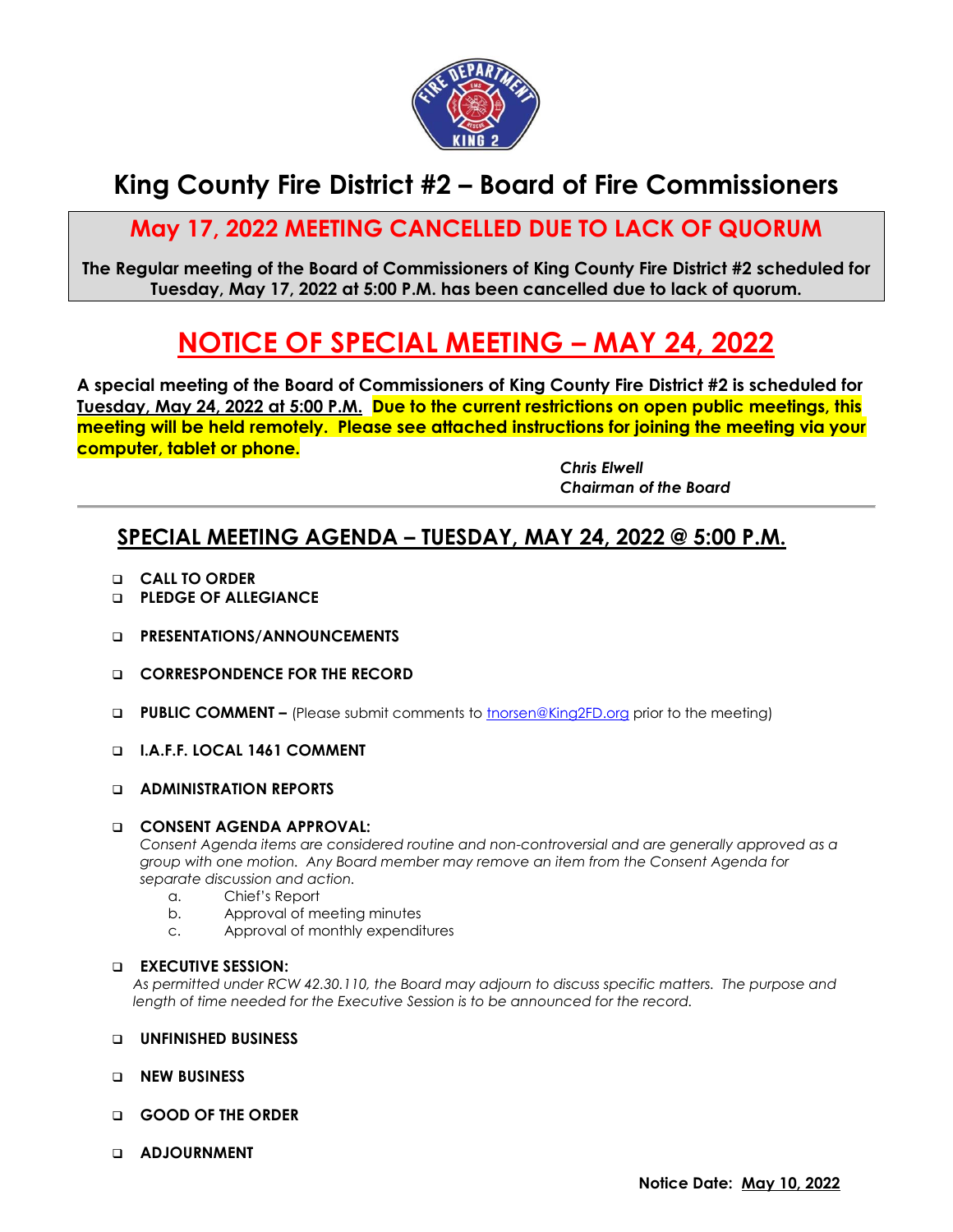# King County Fire District #2 – Board of Fire Commissioners

## May 17, 2022 MEETING CANCELLED DUE TO LACK OF QUORUM

**The Regular meeting of the Board of Commissioners of King County Fire District #2 scheduled for Tuesday, May 17, 2022 at 5:00 P.M. has been cancelled due to lack of quorum.**

# NOTICE OF SPECIAL MEETING – MAY 24, 2022

**A special meeting of the Board of Commissioners of King County Fire District #2 is scheduled for Tuesday, May 24, 2022 at 5:00 P.M. Due to the current restrictions on open public meetings, this meeting will be held remotely. Please see attached instructions for joining the meeting via your computer, tablet or phone.**

***Chris Elwell***
***Chairman of the Board***

---

## SPECIAL MEETING AGENDA – TUESDAY, MAY 24, 2022 @ 5:00 P.M.

- **CALL TO ORDER**
- **PLEDGE OF ALLEGIANCE**
- **PRESENTATIONS/ANNOUNCEMENTS**
- **CORRESPONDENCE FOR THE RECORD**
- **PUBLIC COMMENT –** (Please submit comments to tnorsen@King2FD.org prior to the meeting)
- **I.A.F.F. LOCAL 1461 COMMENT**
- **ADMINISTRATION REPORTS**
- **CONSENT AGENDA APPROVAL:**
  *Consent Agenda items are considered routine and non-controversial and are generally approved as a group with one motion. Any Board member may remove an item from the Consent Agenda for separate discussion and action.*
  a. Chief's Report
  b. Approval of meeting minutes
  c. Approval of monthly expenditures
- **EXECUTIVE SESSION:**
  *As permitted under RCW 42.30.110, the Board may adjourn to discuss specific matters. The purpose and length of time needed for the Executive Session is to be announced for the record.*
- **UNFINISHED BUSINESS**
- **NEW BUSINESS**
- **GOOD OF THE ORDER**
- **ADJOURNMENT**

**Notice Date: May 10, 2022**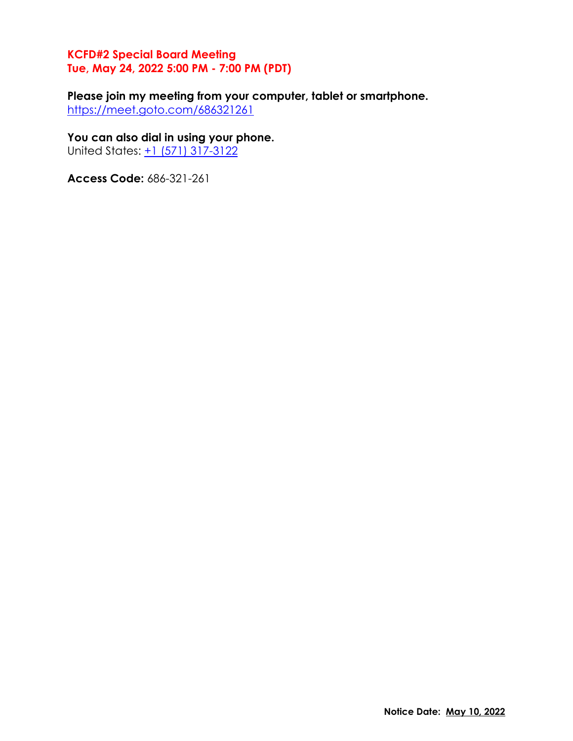**KCFD#2 Special Board Meeting**
**Tue, May 24, 2022 5:00 PM - 7:00 PM (PDT)**

**Please join my meeting from your computer, tablet or smartphone.**
https://meet.goto.com/686321261

**You can also dial in using your phone.**
United States: +1 (571) 317-3122

**Access Code:** 686-321-261

**Notice Date:** **May 10, 2022**